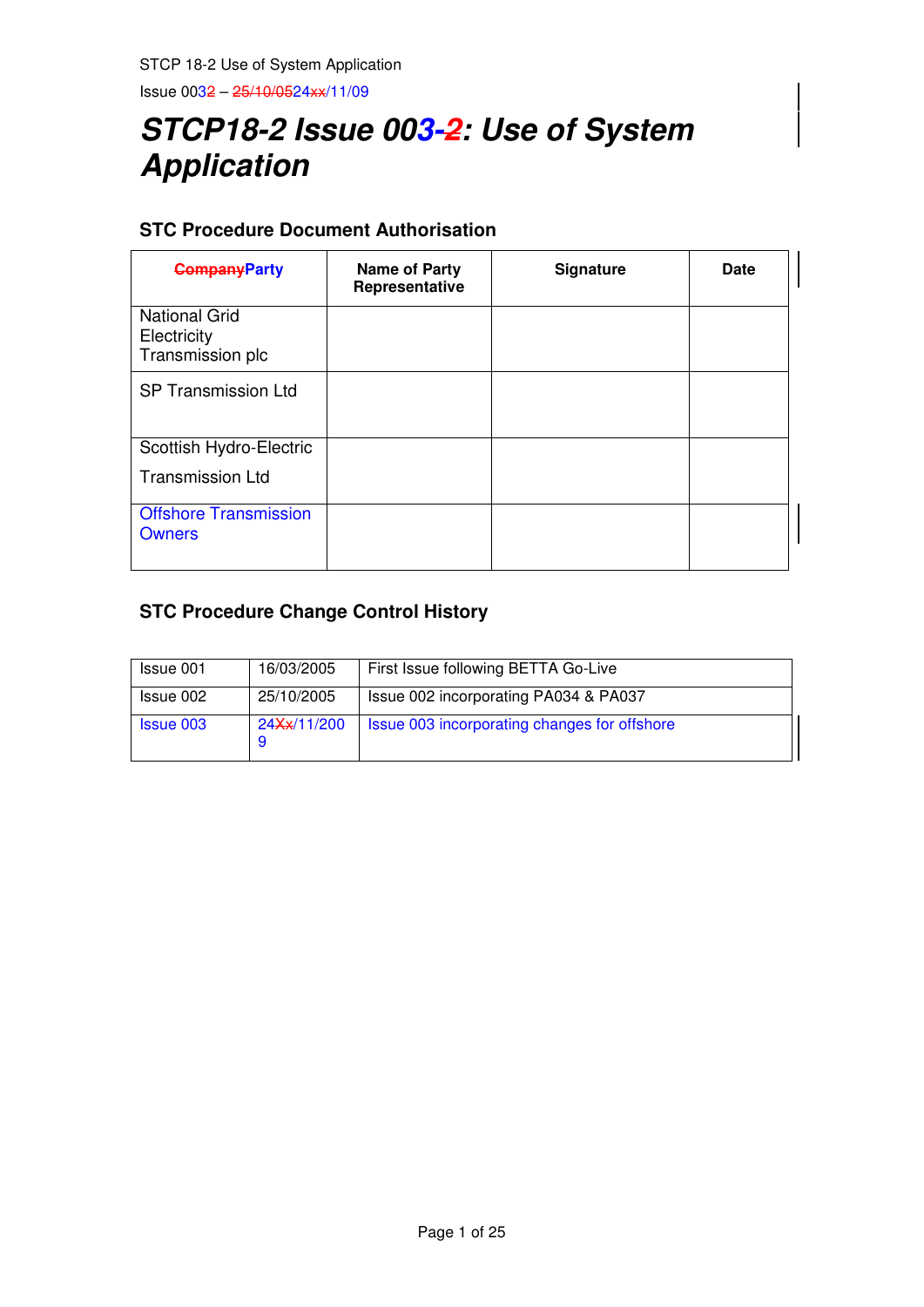# STCP18-2 Issue 003-2: Use of System Application

## STC Procedure Document Authorisation

| CompanyParty | Name of Party Representative | Signature | Date |
|---|---|---|---|
| National Grid Electricity Transmission plc | | | |
| SP Transmission Ltd | | | |
| Scottish Hydro-Electric Transmission Ltd | | | |
| Offshore Transmission Owners | | | |

## STC Procedure Change Control History

| | | |
|---|---|---|
| Issue 001 | 16/03/2005 | First Issue following BETTA Go-Live |
| Issue 002 | 25/10/2005 | Issue 002 incorporating PA034 & PA037 |
| Issue 003 | 24Xx/11/2009 | Issue 003 incorporating changes for offshore |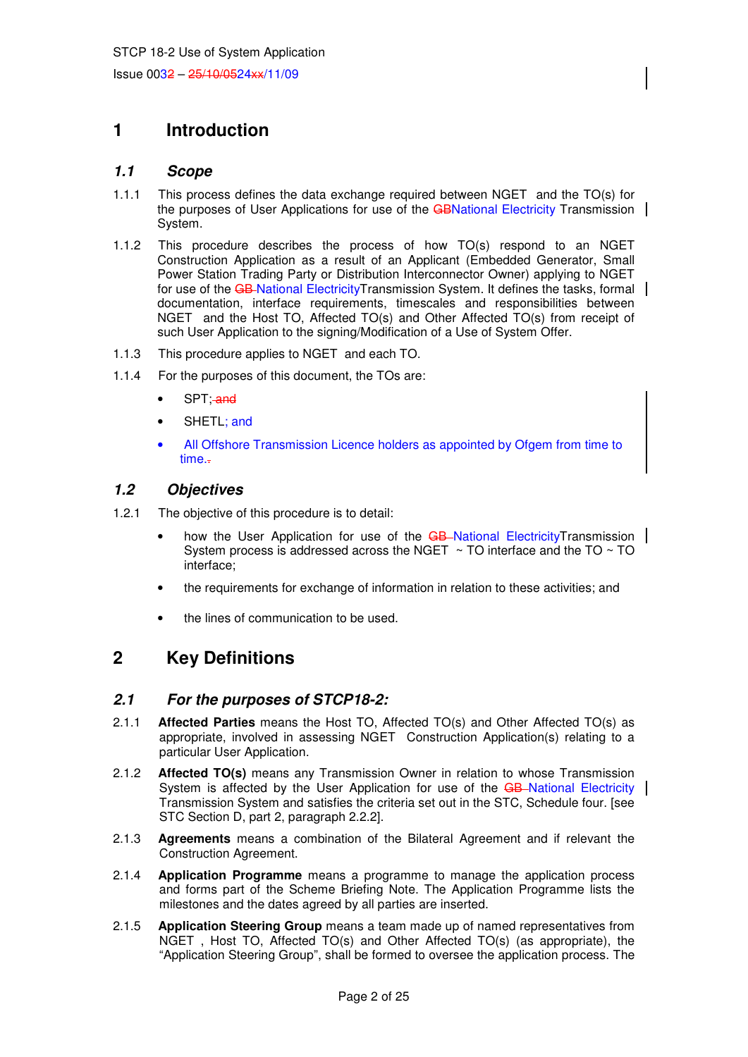# 1 Introduction

## 1.1 Scope

1.1.1 This process defines the data exchange required between NGET and the TO(s) for the purposes of User Applications for use of the GBNational Electricity Transmission System.

1.1.2 This procedure describes the process of how TO(s) respond to an NGET Construction Application as a result of an Applicant (Embedded Generator, Small Power Station Trading Party or Distribution Interconnector Owner) applying to NGET for use of the GB National ElectricityTransmission System. It defines the tasks, formal documentation, interface requirements, timescales and responsibilities between NGET and the Host TO, Affected TO(s) and Other Affected TO(s) from receipt of such User Application to the signing/Modification of a Use of System Offer.

1.1.3 This procedure applies to NGET and each TO.

1.1.4 For the purposes of this document, the TOs are:

- SPT; and
- SHETL; and
- All Offshore Transmission Licence holders as appointed by Ofgem from time to time..

## 1.2 Objectives

1.2.1 The objective of this procedure is to detail:

- how the User Application for use of the GB National ElectricityTransmission System process is addressed across the NGET ~ TO interface and the TO ~ TO interface;
- the requirements for exchange of information in relation to these activities; and
- the lines of communication to be used.

# 2 Key Definitions

## 2.1 For the purposes of STCP18-2:

2.1.1 **Affected Parties** means the Host TO, Affected TO(s) and Other Affected TO(s) as appropriate, involved in assessing NGET Construction Application(s) relating to a particular User Application.

2.1.2 **Affected TO(s)** means any Transmission Owner in relation to whose Transmission System is affected by the User Application for use of the GB National Electricity Transmission System and satisfies the criteria set out in the STC, Schedule four. [see STC Section D, part 2, paragraph 2.2.2].

2.1.3 **Agreements** means a combination of the Bilateral Agreement and if relevant the Construction Agreement.

2.1.4 **Application Programme** means a programme to manage the application process and forms part of the Scheme Briefing Note. The Application Programme lists the milestones and the dates agreed by all parties are inserted.

2.1.5 **Application Steering Group** means a team made up of named representatives from NGET , Host TO, Affected TO(s) and Other Affected TO(s) (as appropriate), the "Application Steering Group", shall be formed to oversee the application process. The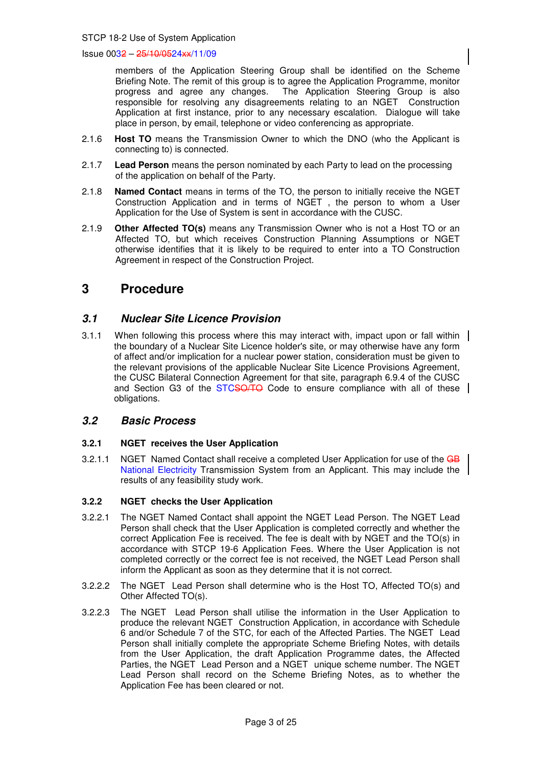members of the Application Steering Group shall be identified on the Scheme Briefing Note. The remit of this group is to agree the Application Programme, monitor progress and agree any changes. The Application Steering Group is also responsible for resolving any disagreements relating to an NGET Construction Application at first instance, prior to any necessary escalation. Dialogue will take place in person, by email, telephone or video conferencing as appropriate.

2.1.6 **Host TO** means the Transmission Owner to which the DNO (who the Applicant is connecting to) is connected.

2.1.7 **Lead Person** means the person nominated by each Party to lead on the processing of the application on behalf of the Party.

2.1.8 **Named Contact** means in terms of the TO, the person to initially receive the NGET Construction Application and in terms of NGET , the person to whom a User Application for the Use of System is sent in accordance with the CUSC.

2.1.9 **Other Affected TO(s)** means any Transmission Owner who is not a Host TO or an Affected TO, but which receives Construction Planning Assumptions or NGET otherwise identifies that it is likely to be required to enter into a TO Construction Agreement in respect of the Construction Project.

# 3 Procedure

## *3.1 Nuclear Site Licence Provision*

3.1.1 When following this process where this may interact with, impact upon or fall within the boundary of a Nuclear Site Licence holder's site, or may otherwise have any form of affect and/or implication for a nuclear power station, consideration must be given to the relevant provisions of the applicable Nuclear Site Licence Provisions Agreement, the CUSC Bilateral Connection Agreement for that site, paragraph 6.9.4 of the CUSC and Section G3 of the STC~~SO/TO~~ Code to ensure compliance with all of these obligations.

## *3.2 Basic Process*

### 3.2.1 NGET receives the User Application

3.2.1.1 NGET Named Contact shall receive a completed User Application for use of the ~~GB~~ National Electricity Transmission System from an Applicant. This may include the results of any feasibility study work.

### 3.2.2 NGET checks the User Application

3.2.2.1 The NGET Named Contact shall appoint the NGET Lead Person. The NGET Lead Person shall check that the User Application is completed correctly and whether the correct Application Fee is received. The fee is dealt with by NGET and the TO(s) in accordance with STCP 19-6 Application Fees. Where the User Application is not completed correctly or the correct fee is not received, the NGET Lead Person shall inform the Applicant as soon as they determine that it is not correct.

3.2.2.2 The NGET Lead Person shall determine who is the Host TO, Affected TO(s) and Other Affected TO(s).

3.2.2.3 The NGET Lead Person shall utilise the information in the User Application to produce the relevant NGET Construction Application, in accordance with Schedule 6 and/or Schedule 7 of the STC, for each of the Affected Parties. The NGET Lead Person shall initially complete the appropriate Scheme Briefing Notes, with details from the User Application, the draft Application Programme dates, the Affected Parties, the NGET Lead Person and a NGET unique scheme number. The NGET Lead Person shall record on the Scheme Briefing Notes, as to whether the Application Fee has been cleared or not.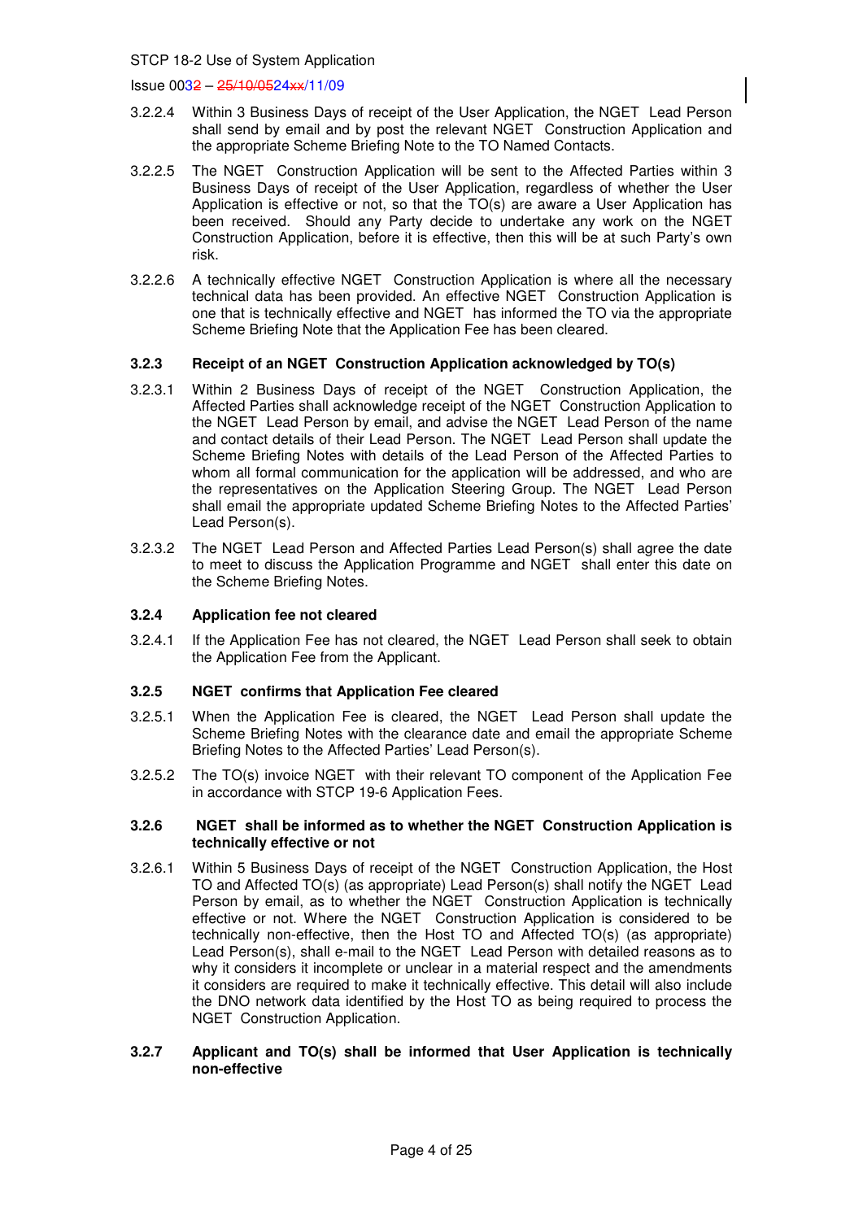3.2.2.4 Within 3 Business Days of receipt of the User Application, the NGET Lead Person shall send by email and by post the relevant NGET Construction Application and the appropriate Scheme Briefing Note to the TO Named Contacts.

3.2.2.5 The NGET Construction Application will be sent to the Affected Parties within 3 Business Days of receipt of the User Application, regardless of whether the User Application is effective or not, so that the TO(s) are aware a User Application has been received. Should any Party decide to undertake any work on the NGET Construction Application, before it is effective, then this will be at such Party's own risk.

3.2.2.6 A technically effective NGET Construction Application is where all the necessary technical data has been provided. An effective NGET Construction Application is one that is technically effective and NGET has informed the TO via the appropriate Scheme Briefing Note that the Application Fee has been cleared.

### 3.2.3 Receipt of an NGET Construction Application acknowledged by TO(s)

3.2.3.1 Within 2 Business Days of receipt of the NGET Construction Application, the Affected Parties shall acknowledge receipt of the NGET Construction Application to the NGET Lead Person by email, and advise the NGET Lead Person of the name and contact details of their Lead Person. The NGET Lead Person shall update the Scheme Briefing Notes with details of the Lead Person of the Affected Parties to whom all formal communication for the application will be addressed, and who are the representatives on the Application Steering Group. The NGET Lead Person shall email the appropriate updated Scheme Briefing Notes to the Affected Parties' Lead Person(s).

3.2.3.2 The NGET Lead Person and Affected Parties Lead Person(s) shall agree the date to meet to discuss the Application Programme and NGET shall enter this date on the Scheme Briefing Notes.

### 3.2.4 Application fee not cleared

3.2.4.1 If the Application Fee has not cleared, the NGET Lead Person shall seek to obtain the Application Fee from the Applicant.

### 3.2.5 NGET confirms that Application Fee cleared

3.2.5.1 When the Application Fee is cleared, the NGET Lead Person shall update the Scheme Briefing Notes with the clearance date and email the appropriate Scheme Briefing Notes to the Affected Parties' Lead Person(s).

3.2.5.2 The TO(s) invoice NGET with their relevant TO component of the Application Fee in accordance with STCP 19-6 Application Fees.

### 3.2.6 NGET shall be informed as to whether the NGET Construction Application is technically effective or not

3.2.6.1 Within 5 Business Days of receipt of the NGET Construction Application, the Host TO and Affected TO(s) (as appropriate) Lead Person(s) shall notify the NGET Lead Person by email, as to whether the NGET Construction Application is technically effective or not. Where the NGET Construction Application is considered to be technically non-effective, then the Host TO and Affected TO(s) (as appropriate) Lead Person(s), shall e-mail to the NGET Lead Person with detailed reasons as to why it considers it incomplete or unclear in a material respect and the amendments it considers are required to make it technically effective. This detail will also include the DNO network data identified by the Host TO as being required to process the NGET Construction Application.

### 3.2.7 Applicant and TO(s) shall be informed that User Application is technically non-effective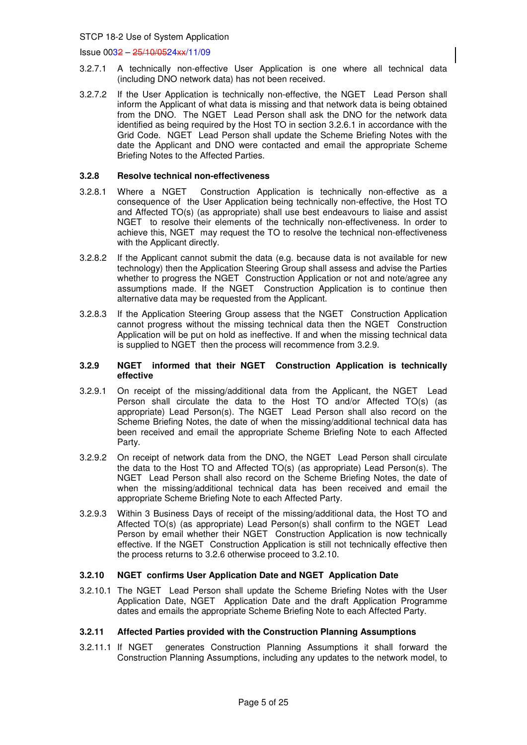3.2.7.1 A technically non-effective User Application is one where all technical data (including DNO network data) has not been received.

3.2.7.2 If the User Application is technically non-effective, the NGET Lead Person shall inform the Applicant of what data is missing and that network data is being obtained from the DNO. The NGET Lead Person shall ask the DNO for the network data identified as being required by the Host TO in section 3.2.6.1 in accordance with the Grid Code. NGET Lead Person shall update the Scheme Briefing Notes with the date the Applicant and DNO were contacted and email the appropriate Scheme Briefing Notes to the Affected Parties.

### 3.2.8 Resolve technical non-effectiveness

3.2.8.1 Where a NGET Construction Application is technically non-effective as a consequence of the User Application being technically non-effective, the Host TO and Affected TO(s) (as appropriate) shall use best endeavours to liaise and assist NGET to resolve their elements of the technically non-effectiveness. In order to achieve this, NGET may request the TO to resolve the technical non-effectiveness with the Applicant directly.

3.2.8.2 If the Applicant cannot submit the data (e.g. because data is not available for new technology) then the Application Steering Group shall assess and advise the Parties whether to progress the NGET Construction Application or not and note/agree any assumptions made. If the NGET Construction Application is to continue then alternative data may be requested from the Applicant.

3.2.8.3 If the Application Steering Group assess that the NGET Construction Application cannot progress without the missing technical data then the NGET Construction Application will be put on hold as ineffective. If and when the missing technical data is supplied to NGET then the process will recommence from 3.2.9.

### 3.2.9 NGET informed that their NGET Construction Application is technically effective

3.2.9.1 On receipt of the missing/additional data from the Applicant, the NGET Lead Person shall circulate the data to the Host TO and/or Affected TO(s) (as appropriate) Lead Person(s). The NGET Lead Person shall also record on the Scheme Briefing Notes, the date of when the missing/additional technical data has been received and email the appropriate Scheme Briefing Note to each Affected Party.

3.2.9.2 On receipt of network data from the DNO, the NGET Lead Person shall circulate the data to the Host TO and Affected TO(s) (as appropriate) Lead Person(s). The NGET Lead Person shall also record on the Scheme Briefing Notes, the date of when the missing/additional technical data has been received and email the appropriate Scheme Briefing Note to each Affected Party.

3.2.9.3 Within 3 Business Days of receipt of the missing/additional data, the Host TO and Affected TO(s) (as appropriate) Lead Person(s) shall confirm to the NGET Lead Person by email whether their NGET Construction Application is now technically effective. If the NGET Construction Application is still not technically effective then the process returns to 3.2.6 otherwise proceed to 3.2.10.

### 3.2.10 NGET confirms User Application Date and NGET Application Date

3.2.10.1 The NGET Lead Person shall update the Scheme Briefing Notes with the User Application Date, NGET Application Date and the draft Application Programme dates and emails the appropriate Scheme Briefing Note to each Affected Party.

### 3.2.11 Affected Parties provided with the Construction Planning Assumptions

3.2.11.1 If NGET generates Construction Planning Assumptions it shall forward the Construction Planning Assumptions, including any updates to the network model, to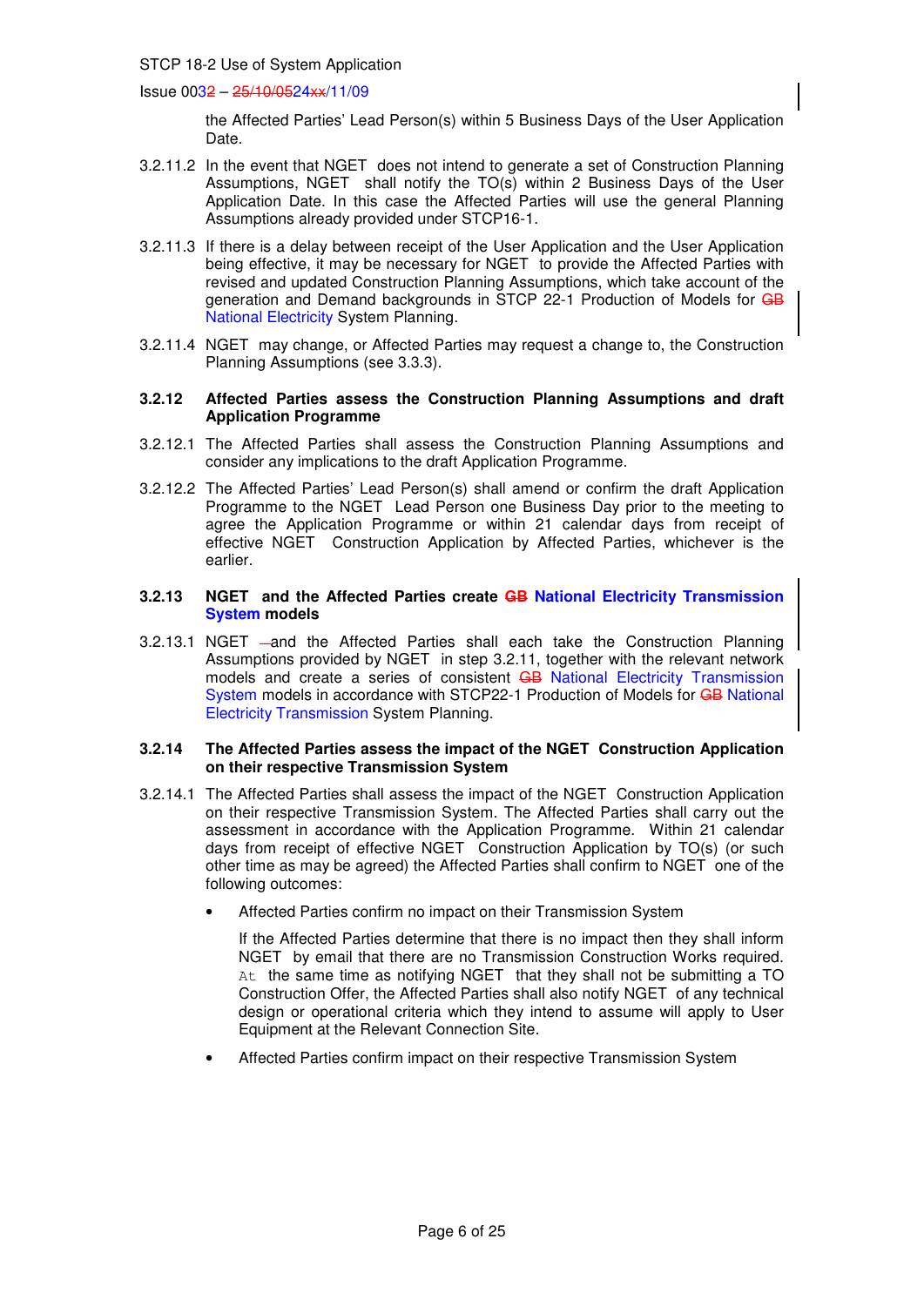the Affected Parties' Lead Person(s) within 5 Business Days of the User Application Date.

3.2.11.2 In the event that NGET does not intend to generate a set of Construction Planning Assumptions, NGET shall notify the TO(s) within 2 Business Days of the User Application Date. In this case the Affected Parties will use the general Planning Assumptions already provided under STCP16-1.

3.2.11.3 If there is a delay between receipt of the User Application and the User Application being effective, it may be necessary for NGET to provide the Affected Parties with revised and updated Construction Planning Assumptions, which take account of the generation and Demand backgrounds in STCP 22-1 Production of Models for ~~GB~~ National Electricity System Planning.

3.2.11.4 NGET may change, or Affected Parties may request a change to, the Construction Planning Assumptions (see 3.3.3).

### 3.2.12 Affected Parties assess the Construction Planning Assumptions and draft Application Programme

3.2.12.1 The Affected Parties shall assess the Construction Planning Assumptions and consider any implications to the draft Application Programme.

3.2.12.2 The Affected Parties' Lead Person(s) shall amend or confirm the draft Application Programme to the NGET Lead Person one Business Day prior to the meeting to agree the Application Programme or within 21 calendar days from receipt of effective NGET Construction Application by Affected Parties, whichever is the earlier.

### 3.2.13 NGET and the Affected Parties create ~~GB~~ National Electricity Transmission System models

3.2.13.1 NGET and the Affected Parties shall each take the Construction Planning Assumptions provided by NGET in step 3.2.11, together with the relevant network models and create a series of consistent ~~GB~~ National Electricity Transmission System models in accordance with STCP22-1 Production of Models for ~~GB~~ National Electricity Transmission System Planning.

### 3.2.14 The Affected Parties assess the impact of the NGET Construction Application on their respective Transmission System

3.2.14.1 The Affected Parties shall assess the impact of the NGET Construction Application on their respective Transmission System. The Affected Parties shall carry out the assessment in accordance with the Application Programme. Within 21 calendar days from receipt of effective NGET Construction Application by TO(s) (or such other time as may be agreed) the Affected Parties shall confirm to NGET one of the following outcomes:

- Affected Parties confirm no impact on their Transmission System

  If the Affected Parties determine that there is no impact then they shall inform NGET by email that there are no Transmission Construction Works required. At the same time as notifying NGET that they shall not be submitting a TO Construction Offer, the Affected Parties shall also notify NGET of any technical design or operational criteria which they intend to assume will apply to User Equipment at the Relevant Connection Site.

- Affected Parties confirm impact on their respective Transmission System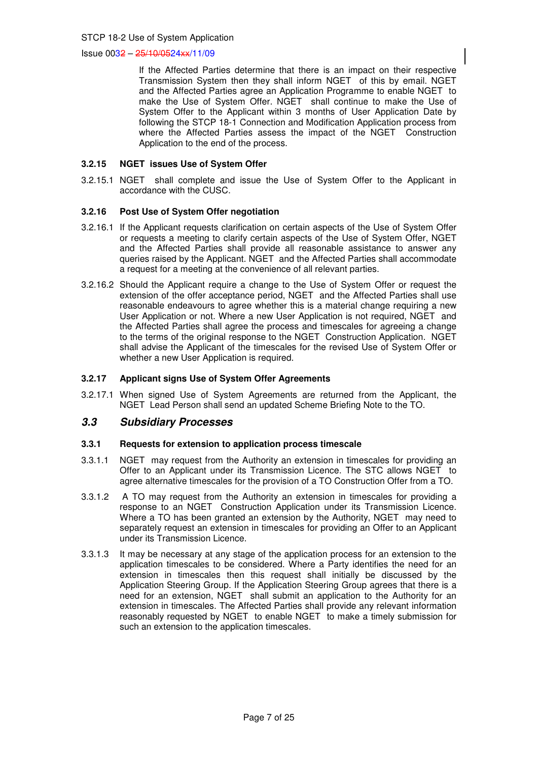If the Affected Parties determine that there is an impact on their respective Transmission System then they shall inform NGET of this by email. NGET and the Affected Parties agree an Application Programme to enable NGET to make the Use of System Offer. NGET shall continue to make the Use of System Offer to the Applicant within 3 months of User Application Date by following the STCP 18-1 Connection and Modification Application process from where the Affected Parties assess the impact of the NGET Construction Application to the end of the process.

#### 3.2.15 NGET issues Use of System Offer

3.2.15.1 NGET shall complete and issue the Use of System Offer to the Applicant in accordance with the CUSC.

#### 3.2.16 Post Use of System Offer negotiation

3.2.16.1 If the Applicant requests clarification on certain aspects of the Use of System Offer or requests a meeting to clarify certain aspects of the Use of System Offer, NGET and the Affected Parties shall provide all reasonable assistance to answer any queries raised by the Applicant. NGET and the Affected Parties shall accommodate a request for a meeting at the convenience of all relevant parties.

3.2.16.2 Should the Applicant require a change to the Use of System Offer or request the extension of the offer acceptance period, NGET and the Affected Parties shall use reasonable endeavours to agree whether this is a material change requiring a new User Application or not. Where a new User Application is not required, NGET and the Affected Parties shall agree the process and timescales for agreeing a change to the terms of the original response to the NGET Construction Application. NGET shall advise the Applicant of the timescales for the revised Use of System Offer or whether a new User Application is required.

#### 3.2.17 Applicant signs Use of System Offer Agreements

3.2.17.1 When signed Use of System Agreements are returned from the Applicant, the NGET Lead Person shall send an updated Scheme Briefing Note to the TO.

## *3.3 Subsidiary Processes*

#### 3.3.1 Requests for extension to application process timescale

3.3.1.1 NGET may request from the Authority an extension in timescales for providing an Offer to an Applicant under its Transmission Licence. The STC allows NGET to agree alternative timescales for the provision of a TO Construction Offer from a TO.

3.3.1.2 A TO may request from the Authority an extension in timescales for providing a response to an NGET Construction Application under its Transmission Licence. Where a TO has been granted an extension by the Authority, NGET may need to separately request an extension in timescales for providing an Offer to an Applicant under its Transmission Licence.

3.3.1.3 It may be necessary at any stage of the application process for an extension to the application timescales to be considered. Where a Party identifies the need for an extension in timescales then this request shall initially be discussed by the Application Steering Group. If the Application Steering Group agrees that there is a need for an extension, NGET shall submit an application to the Authority for an extension in timescales. The Affected Parties shall provide any relevant information reasonably requested by NGET to enable NGET to make a timely submission for such an extension to the application timescales.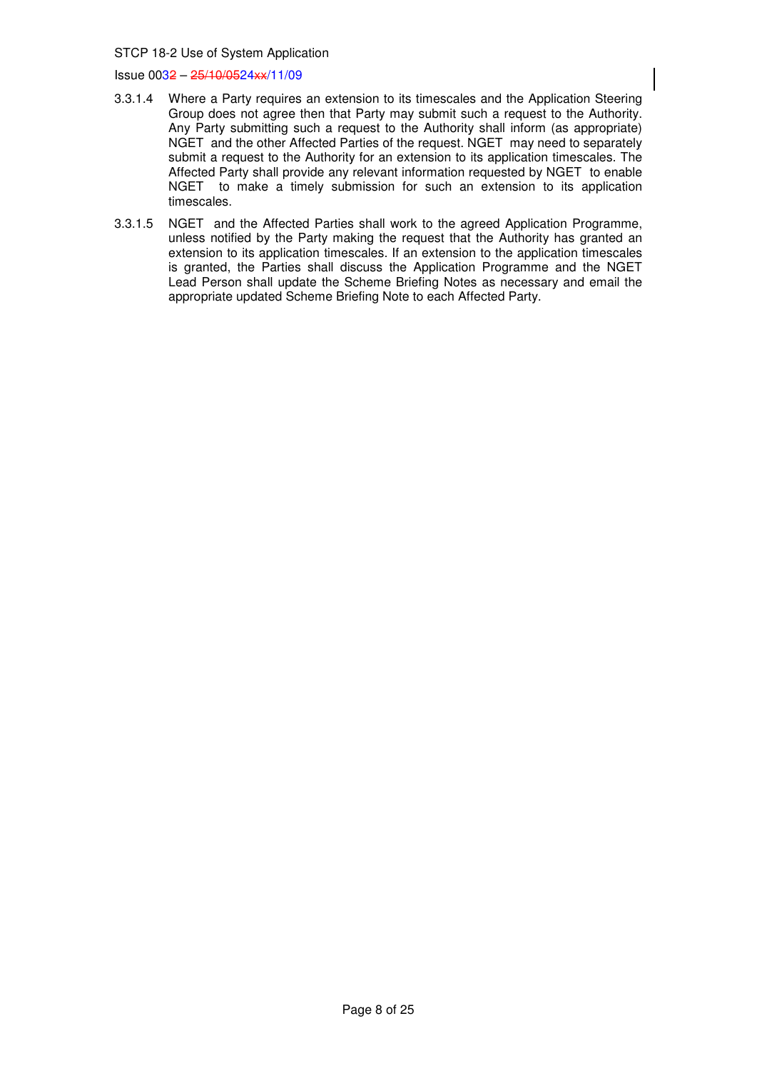3.3.1.4 Where a Party requires an extension to its timescales and the Application Steering Group does not agree then that Party may submit such a request to the Authority. Any Party submitting such a request to the Authority shall inform (as appropriate) NGET and the other Affected Parties of the request. NGET may need to separately submit a request to the Authority for an extension to its application timescales. The Affected Party shall provide any relevant information requested by NGET to enable NGET to make a timely submission for such an extension to its application timescales.

3.3.1.5 NGET and the Affected Parties shall work to the agreed Application Programme, unless notified by the Party making the request that the Authority has granted an extension to its application timescales. If an extension to the application timescales is granted, the Parties shall discuss the Application Programme and the NGET Lead Person shall update the Scheme Briefing Notes as necessary and email the appropriate updated Scheme Briefing Note to each Affected Party.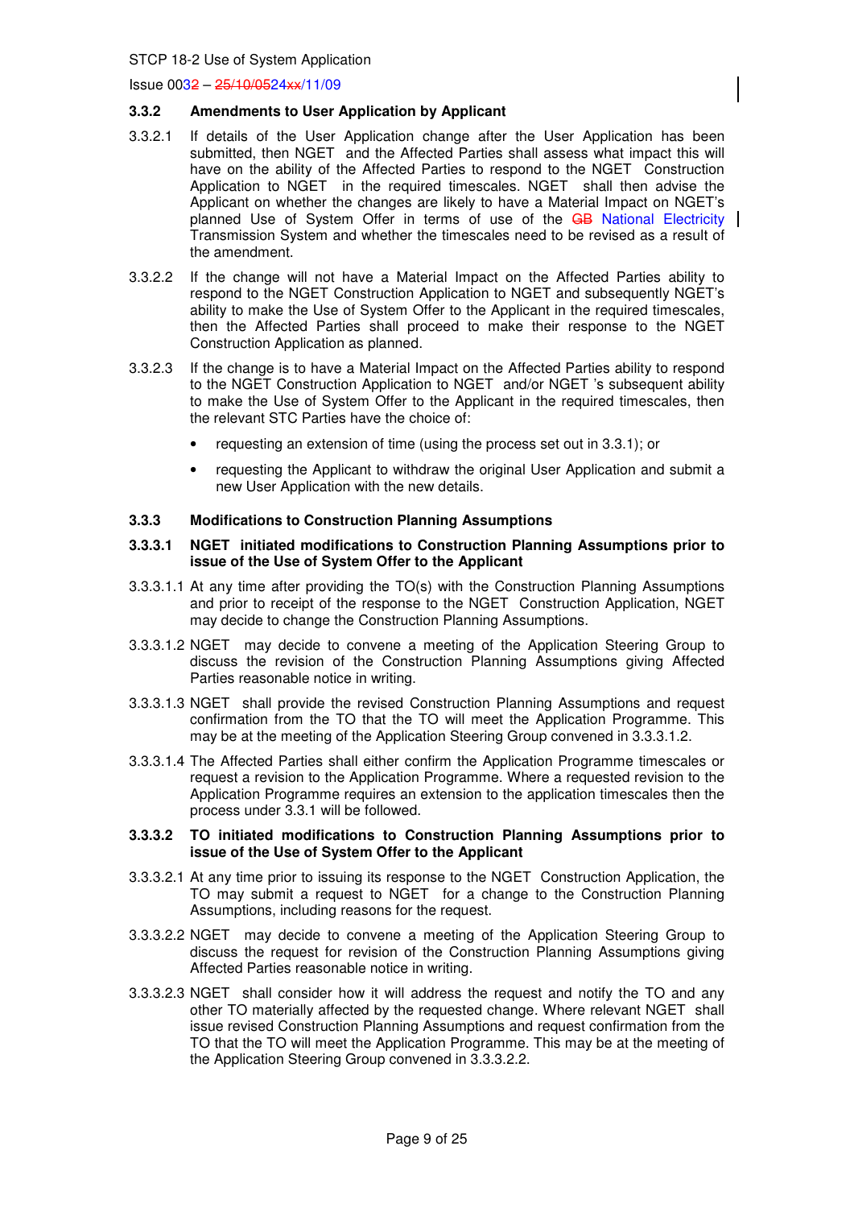### 3.3.2 Amendments to User Application by Applicant

3.3.2.1 If details of the User Application change after the User Application has been submitted, then NGET and the Affected Parties shall assess what impact this will have on the ability of the Affected Parties to respond to the NGET Construction Application to NGET in the required timescales. NGET shall then advise the Applicant on whether the changes are likely to have a Material Impact on NGET's planned Use of System Offer in terms of use of the ~~GB~~ National Electricity Transmission System and whether the timescales need to be revised as a result of the amendment.

3.3.2.2 If the change will not have a Material Impact on the Affected Parties ability to respond to the NGET Construction Application to NGET and subsequently NGET's ability to make the Use of System Offer to the Applicant in the required timescales, then the Affected Parties shall proceed to make their response to the NGET Construction Application as planned.

3.3.2.3 If the change is to have a Material Impact on the Affected Parties ability to respond to the NGET Construction Application to NGET and/or NGET 's subsequent ability to make the Use of System Offer to the Applicant in the required timescales, then the relevant STC Parties have the choice of:

- requesting an extension of time (using the process set out in 3.3.1); or
- requesting the Applicant to withdraw the original User Application and submit a new User Application with the new details.

### 3.3.3 Modifications to Construction Planning Assumptions

#### 3.3.3.1 NGET initiated modifications to Construction Planning Assumptions prior to issue of the Use of System Offer to the Applicant

3.3.3.1.1 At any time after providing the TO(s) with the Construction Planning Assumptions and prior to receipt of the response to the NGET Construction Application, NGET may decide to change the Construction Planning Assumptions.

3.3.3.1.2 NGET may decide to convene a meeting of the Application Steering Group to discuss the revision of the Construction Planning Assumptions giving Affected Parties reasonable notice in writing.

3.3.3.1.3 NGET shall provide the revised Construction Planning Assumptions and request confirmation from the TO that the TO will meet the Application Programme. This may be at the meeting of the Application Steering Group convened in 3.3.3.1.2.

3.3.3.1.4 The Affected Parties shall either confirm the Application Programme timescales or request a revision to the Application Programme. Where a requested revision to the Application Programme requires an extension to the application timescales then the process under 3.3.1 will be followed.

#### 3.3.3.2 TO initiated modifications to Construction Planning Assumptions prior to issue of the Use of System Offer to the Applicant

3.3.3.2.1 At any time prior to issuing its response to the NGET Construction Application, the TO may submit a request to NGET for a change to the Construction Planning Assumptions, including reasons for the request.

3.3.3.2.2 NGET may decide to convene a meeting of the Application Steering Group to discuss the request for revision of the Construction Planning Assumptions giving Affected Parties reasonable notice in writing.

3.3.3.2.3 NGET shall consider how it will address the request and notify the TO and any other TO materially affected by the requested change. Where relevant NGET shall issue revised Construction Planning Assumptions and request confirmation from the TO that the TO will meet the Application Programme. This may be at the meeting of the Application Steering Group convened in 3.3.3.2.2.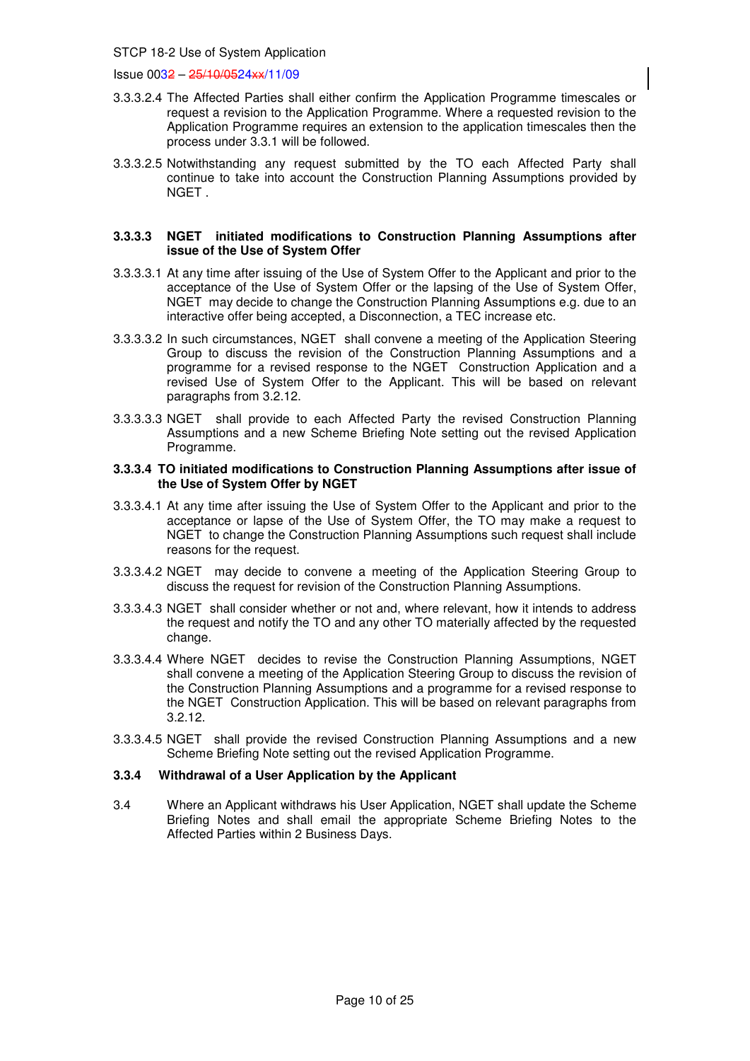3.3.3.2.4 The Affected Parties shall either confirm the Application Programme timescales or request a revision to the Application Programme. Where a requested revision to the Application Programme requires an extension to the application timescales then the process under 3.3.1 will be followed.

3.3.3.2.5 Notwithstanding any request submitted by the TO each Affected Party shall continue to take into account the Construction Planning Assumptions provided by NGET .

**3.3.3.3 NGET initiated modifications to Construction Planning Assumptions after issue of the Use of System Offer**

3.3.3.3.1 At any time after issuing of the Use of System Offer to the Applicant and prior to the acceptance of the Use of System Offer or the lapsing of the Use of System Offer, NGET may decide to change the Construction Planning Assumptions e.g. due to an interactive offer being accepted, a Disconnection, a TEC increase etc.

3.3.3.3.2 In such circumstances, NGET shall convene a meeting of the Application Steering Group to discuss the revision of the Construction Planning Assumptions and a programme for a revised response to the NGET Construction Application and a revised Use of System Offer to the Applicant. This will be based on relevant paragraphs from 3.2.12.

3.3.3.3.3 NGET shall provide to each Affected Party the revised Construction Planning Assumptions and a new Scheme Briefing Note setting out the revised Application Programme.

**3.3.3.4 TO initiated modifications to Construction Planning Assumptions after issue of the Use of System Offer by NGET**

3.3.3.4.1 At any time after issuing the Use of System Offer to the Applicant and prior to the acceptance or lapse of the Use of System Offer, the TO may make a request to NGET to change the Construction Planning Assumptions such request shall include reasons for the request.

3.3.3.4.2 NGET may decide to convene a meeting of the Application Steering Group to discuss the request for revision of the Construction Planning Assumptions.

3.3.3.4.3 NGET shall consider whether or not and, where relevant, how it intends to address the request and notify the TO and any other TO materially affected by the requested change.

3.3.3.4.4 Where NGET decides to revise the Construction Planning Assumptions, NGET shall convene a meeting of the Application Steering Group to discuss the revision of the Construction Planning Assumptions and a programme for a revised response to the NGET Construction Application. This will be based on relevant paragraphs from 3.2.12.

3.3.3.4.5 NGET shall provide the revised Construction Planning Assumptions and a new Scheme Briefing Note setting out the revised Application Programme.

**3.3.4 Withdrawal of a User Application by the Applicant**

3.4 Where an Applicant withdraws his User Application, NGET shall update the Scheme Briefing Notes and shall email the appropriate Scheme Briefing Notes to the Affected Parties within 2 Business Days.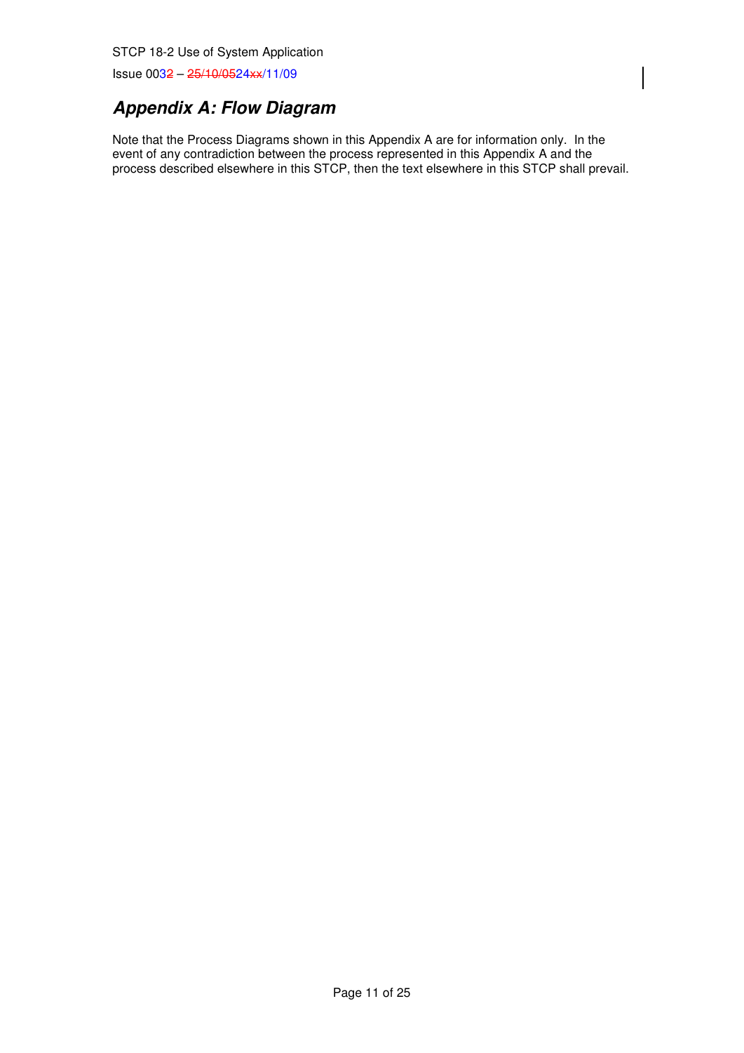## *Appendix A: Flow Diagram*

Note that the Process Diagrams shown in this Appendix A are for information only. In the event of any contradiction between the process represented in this Appendix A and the process described elsewhere in this STCP, then the text elsewhere in this STCP shall prevail.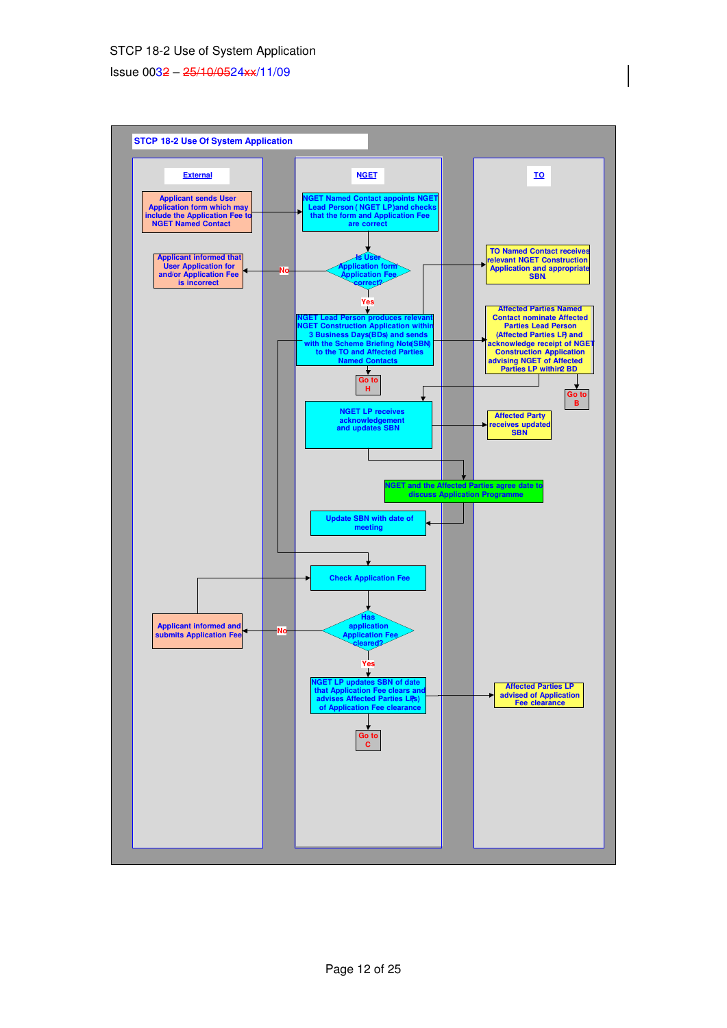STCP 18-2 Use Of System Application

External

NGET

TO

Applicant sends User Application form which may include the Application Fee to NGET Named Contact

NGET Named Contact appoints NGET Lead Person ( NGET LP)and checks that the form and Application Fee are correct

Is User Application form/ Application Fee correct?

No

Applicant informed that User Application for and/or Application Fee is incorrect

Yes

TO Named Contact receives relevant NGET Construction Application and appropriate SBN

NGET Lead Person produces relevant NGET Construction Application within 3 Business Days(BDs) and sends with the Scheme Briefing Note(SBN) to the TO and Affected Parties Named Contacts

Affected Parties Named Contact nominate Affected Parties Lead Person (Affected Parties LP) and acknowledge receipt of NGET Construction Application advising NGET of Affected Parties LP within 2 BD

Go to H

Go to B

NGET LP receives acknowledgement and updates SBN

Affected Party receives updated SBN

NGET and the Affected Parties agree date to discuss Application Programme

Update SBN with date of meeting

Check Application Fee

Has application Application Fee cleared?

No

Applicant informed and submits Application Fee

Yes

NGET LP updates SBN of date that Application Fee clears and advises Affected Parties LP(s) of Application Fee clearance

Affected Parties LP advised of Application Fee clearance

Go to C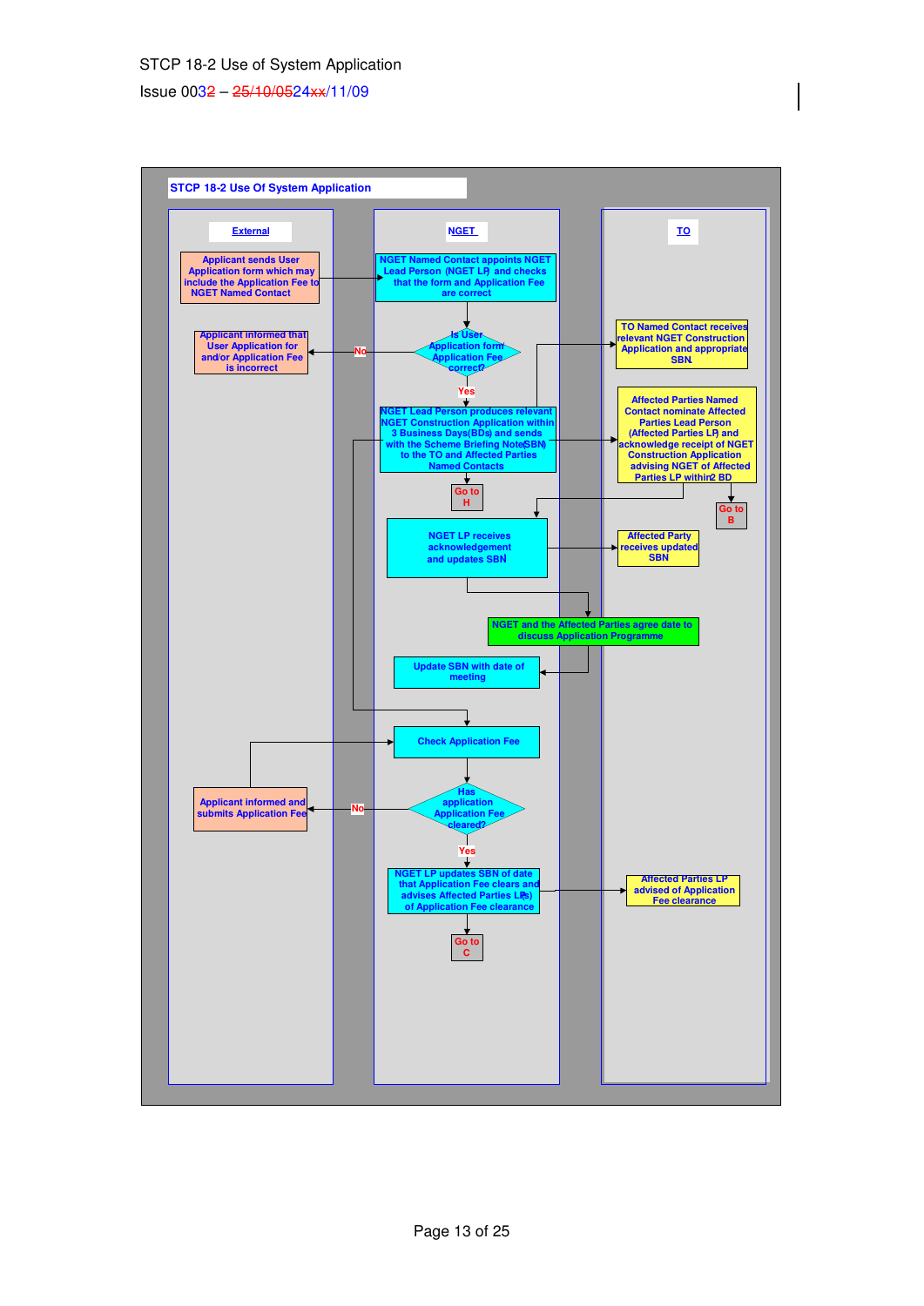STCP 18-2 Use Of System Application

External

Applicant sends User Application form which may include the Application Fee to NGET Named Contact

Applicant informed that User Application for and/or Application Fee is incorrect

Applicant informed and submits Application Fee

NGET

NGET Named Contact appoints NGET Lead Person (NGET LP) and checks that the form and Application Fee are correct

Is User Application form/ Application Fee correct?

No

Yes

NGET Lead Person produces relevant NGET Construction Application within 3 Business Days (BDs) and sends with the Scheme Briefing Note (SBN) to the TO and Affected Parties Named Contacts

Go to H

NGET LP receives acknowledgement and updates SBN

NGET and the Affected Parties agree date to discuss Application Programme

Update SBN with date of meeting

Check Application Fee

Has application Application Fee cleared?

No

Yes

NGET LP updates SBN of date that Application Fee clears and advises Affected Parties LP(s) of Application Fee clearance

Go to C

TO

TO Named Contact receives relevant NGET Construction Application and appropriate SBN.

Affected Parties Named Contact nominate Affected Parties Lead Person (Affected Parties LP) and acknowledge receipt of NGET Construction Application advising NGET of Affected Parties LP within 2 BD

Go to B

Affected Party receives updated SBN

Affected Parties LP advised of Application Fee clearance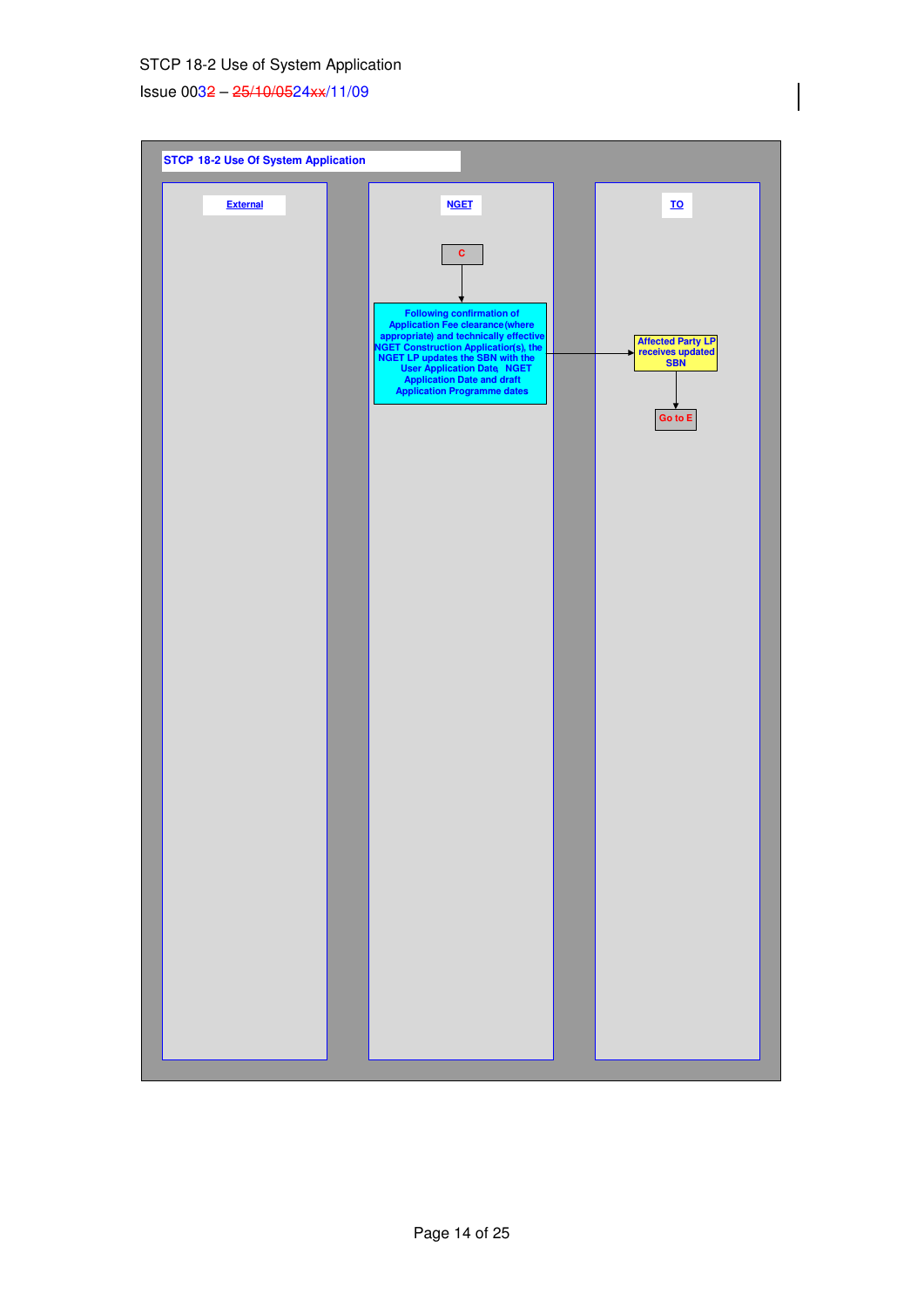**STCP 18-2 Use Of System Application**

External

NGET

TO

C

Following confirmation of Application Fee clearance (where appropriate) and technically effective NGET Construction Application(s), the NGET LP updates the SBN with the User Application Date, NGET Application Date and draft Application Programme dates

Affected Party LP receives updated SBN

Go to E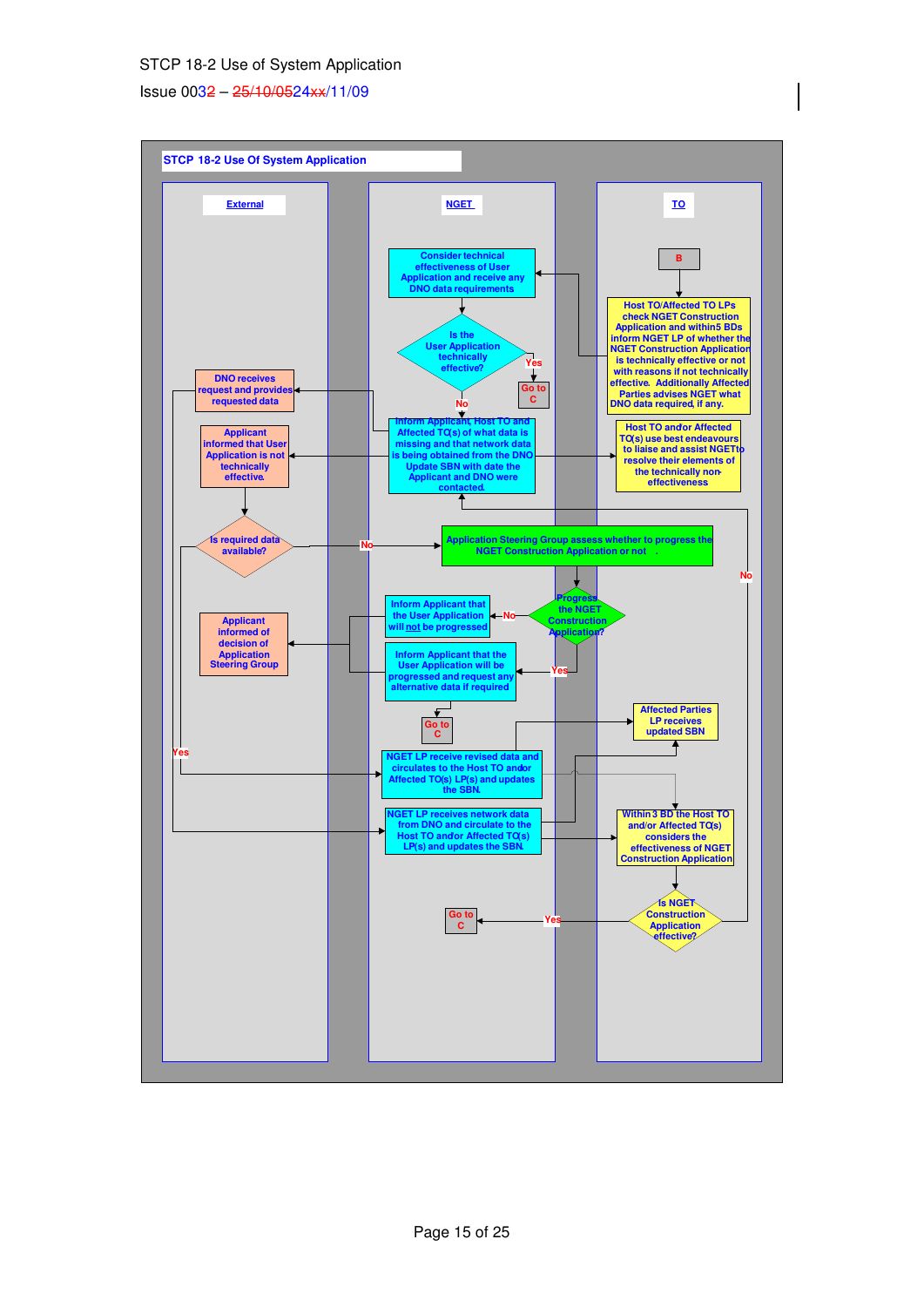STCP 18-2 Use Of System Application

External

NGET

TO

B

Host TO/Affected TO LPs check NGET Construction Application and within5 BDs inform NGET LP of whether the NGET Construction Application is technically effective or not with reasons if not technically effective. Additionally Affected Parties advises NGET what DNO data required, if any.

Consider technical effectiveness of User Application and receive any DNO data requirements

Is the User Application technically effective?

Yes

Go to C

No

DNO receives request and provides requested data

Inform Applicant, Host TO and Affected TO(s) of what data is missing and that network data is being obtained from the DNO Update SBN with date the Applicant and DNO were contacted.

Host TO and/or Affected TO(s) use best endeavours to liaise and assist NGET to resolve their elements of the technically non-effectiveness

Applicant informed that User Application is not technically effective.

Is required data available?

No

Application Steering Group assess whether to progress the NGET Construction Application or not

No

Progress the NGET Construction Application?

Inform Applicant that the User Application will not be progressed

No

Applicant informed of decision of Application Steering Group

Inform Applicant that the User Application will be progressed and request any alternative data if required

Yes

Go to C

Affected Parties LP receives updated SBN

Yes

NGET LP receive revised data and circulates to the Host TO and/or Affected TO(s) LP(s) and updates the SBN.

NGET LP receives network data from DNO and circulate to the Host TO and/or Affected TO(s) LP(s) and updates the SBN.

Within 3 BD the Host TO and/or Affected TO(s) considers the effectiveness of NGET Construction Application

Is NGET Construction Application effective?

Yes

Go to C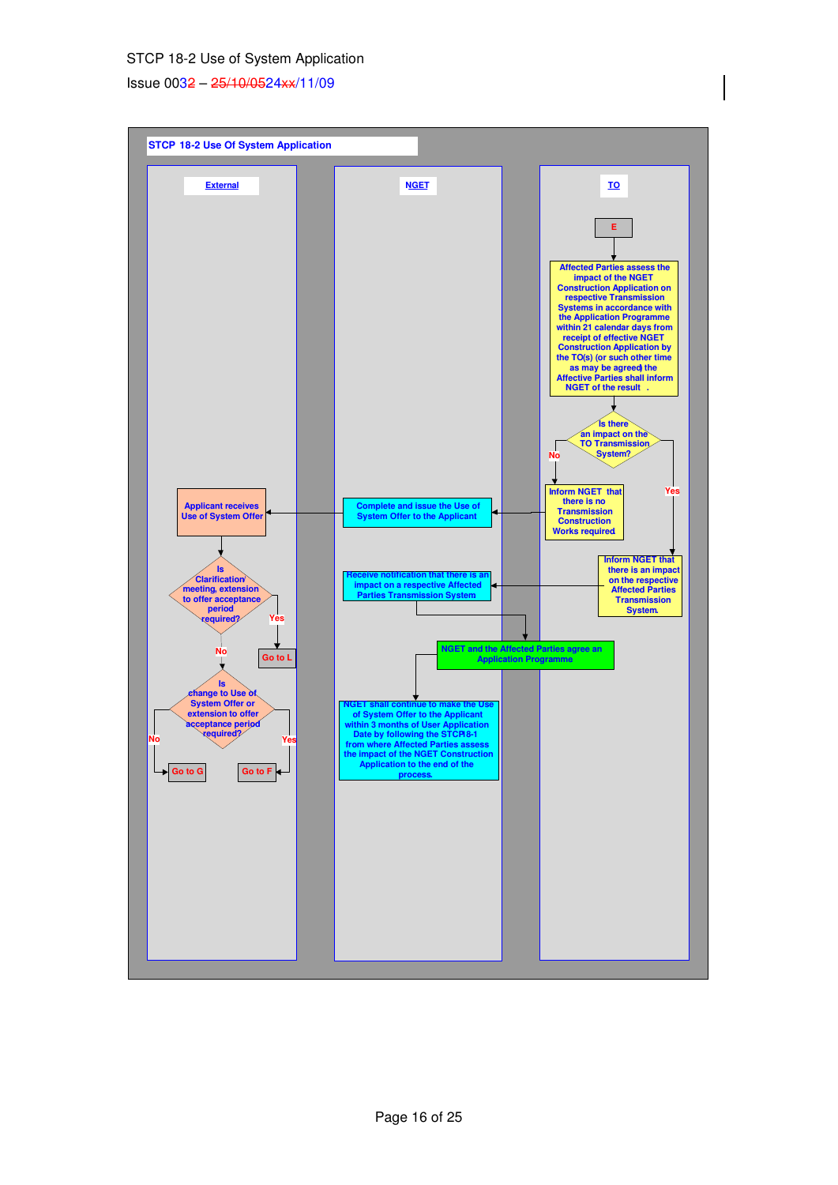## STCP 18-2 Use Of System Application

**External** | **NGET** | **TO**

E

Affected Parties assess the impact of the NGET Construction Application on respective Transmission Systems in accordance with the Application Programme within 21 calendar days from receipt of effective NGET Construction Application by the TO(s) (or such other time as may be agreed) the Affective Parties shall inform NGET of the result .

Is there an impact on the TO Transmission System?

No

Yes

Inform NGET that there is no Transmission Construction Works required

Inform NGET that there is an impact on the respective Affected Parties Transmission System.

Complete and issue the Use of System Offer to the Applicant

Receive notification that there is an impact on a respective Affected Parties Transmission System

NGET and the Affected Parties agree an Application Programme

NGET shall continue to make the Use of System Offer to the Applicant within 3 months of User Application Date by following the STCP18-1 from where Affected Parties assess the impact of the NGET Construction Application to the end of the process.

Applicant receives Use of System Offer

Is Clarification meeting, extension to offer acceptance period required?

Yes

Go to L

No

Is change to Use of System Offer or extension to offer acceptance period required?

No

Go to G

Yes

Go to F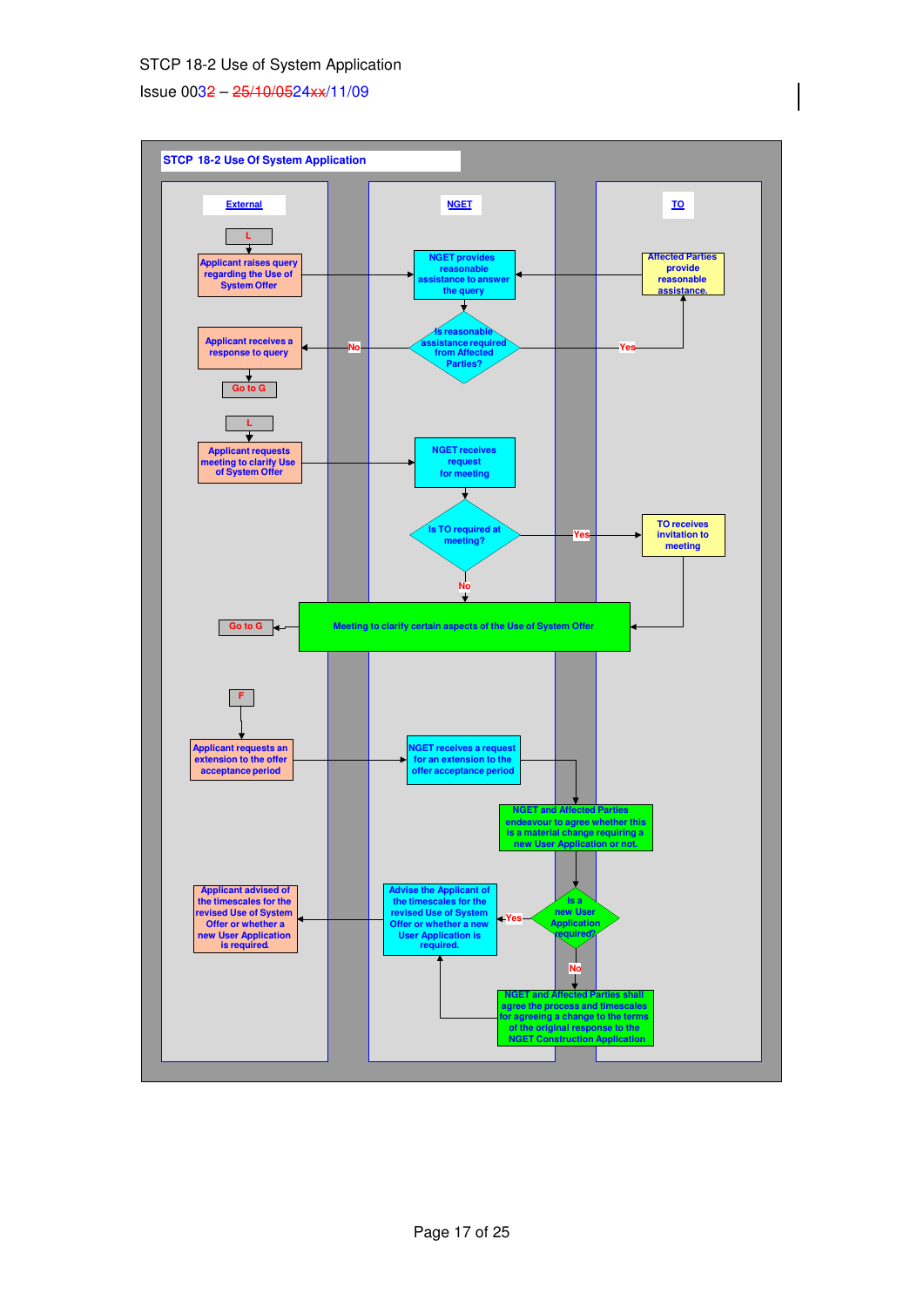STCP 18-2 Use Of System Application

External

NGET

TO

L

Applicant raises query regarding the Use of System Offer

NGET provides reasonable assistance to answer the query

Affected Parties provide reasonable assistance.

Is reasonable assistance required from Affected Parties?

No

Yes

Applicant receives a response to query

Go to G

L

Applicant requests meeting to clarify Use of System Offer

NGET receives request for meeting

Is TO required at meeting?

Yes

TO receives invitation to meeting

No

Go to G

Meeting to clarify certain aspects of the Use of System Offer

F

Applicant requests an extension to the offer acceptance period

NGET receives a request for an extension to the offer acceptance period

NGET and Affected Parties endeavour to agree whether this is a material change requiring a new User Application or not.

Applicant advised of the timescales for the revised Use of System Offer or whether a new User Application is required.

Advise the Applicant of the timescales for the revised Use of System Offer or whether a new User Application is required.

Yes

Is a new User Application required?

No

NGET and Affected Parties shall agree the process and timescales for agreeing a change to the terms of the original response to the NGET Construction Application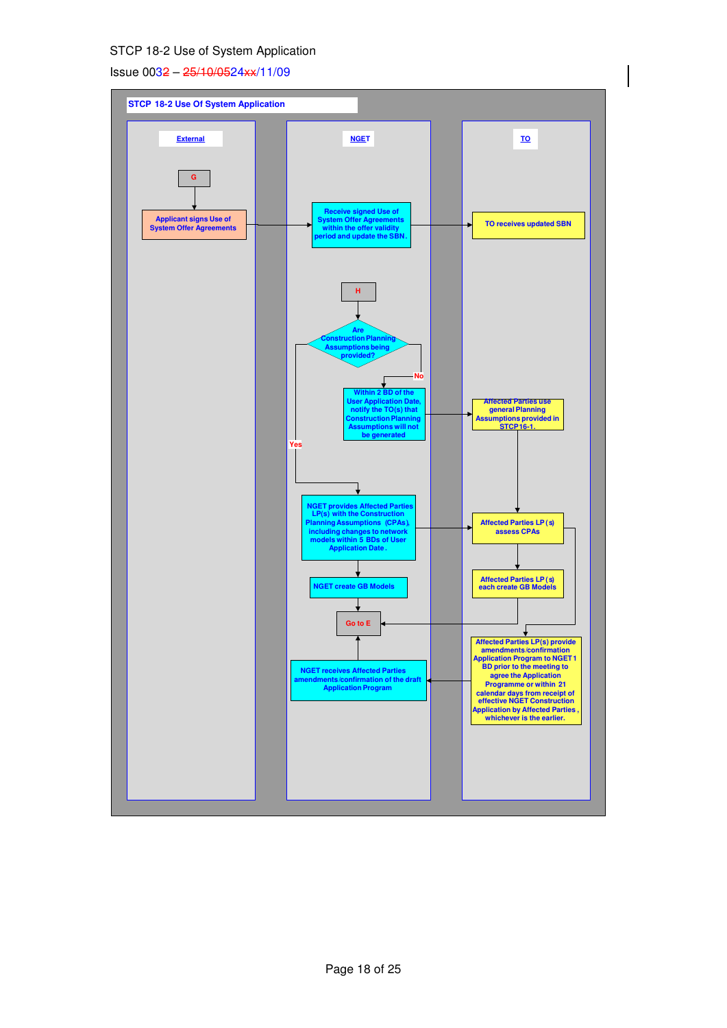STCP 18-2 Use Of System Application

External

NGET

TO

G

Applicant signs Use of System Offer Agreements

Receive signed Use of System Offer Agreements within the offer validity period and update the SBN.

TO receives updated SBN

H

Are Construction Planning Assumptions being provided?

No

Within 2 BD of the User Application Date, notify the TO(s) that Construction Planning Assumptions will not be generated

Affected Parties use general Planning Assumptions provided in STCP16-1.

Yes

NGET provides Affected Parties LP(s) with the Construction Planning Assumptions (CPAs), including changes to network models within 5 BDs of User Application Date.

Affected Parties LP(s) assess CPAs

NGET create GB Models

Affected Parties LP(s) each create GB Models

Go to E

Affected Parties LP(s) provide amendments/confirmation Application Program to NGET 1 BD prior to the meeting to agree the Application Programme or within 21 calendar days from receipt of effective NGET Construction Application by Affected Parties, whichever is the earlier.

NGET receives Affected Parties amendments/confirmation of the draft Application Program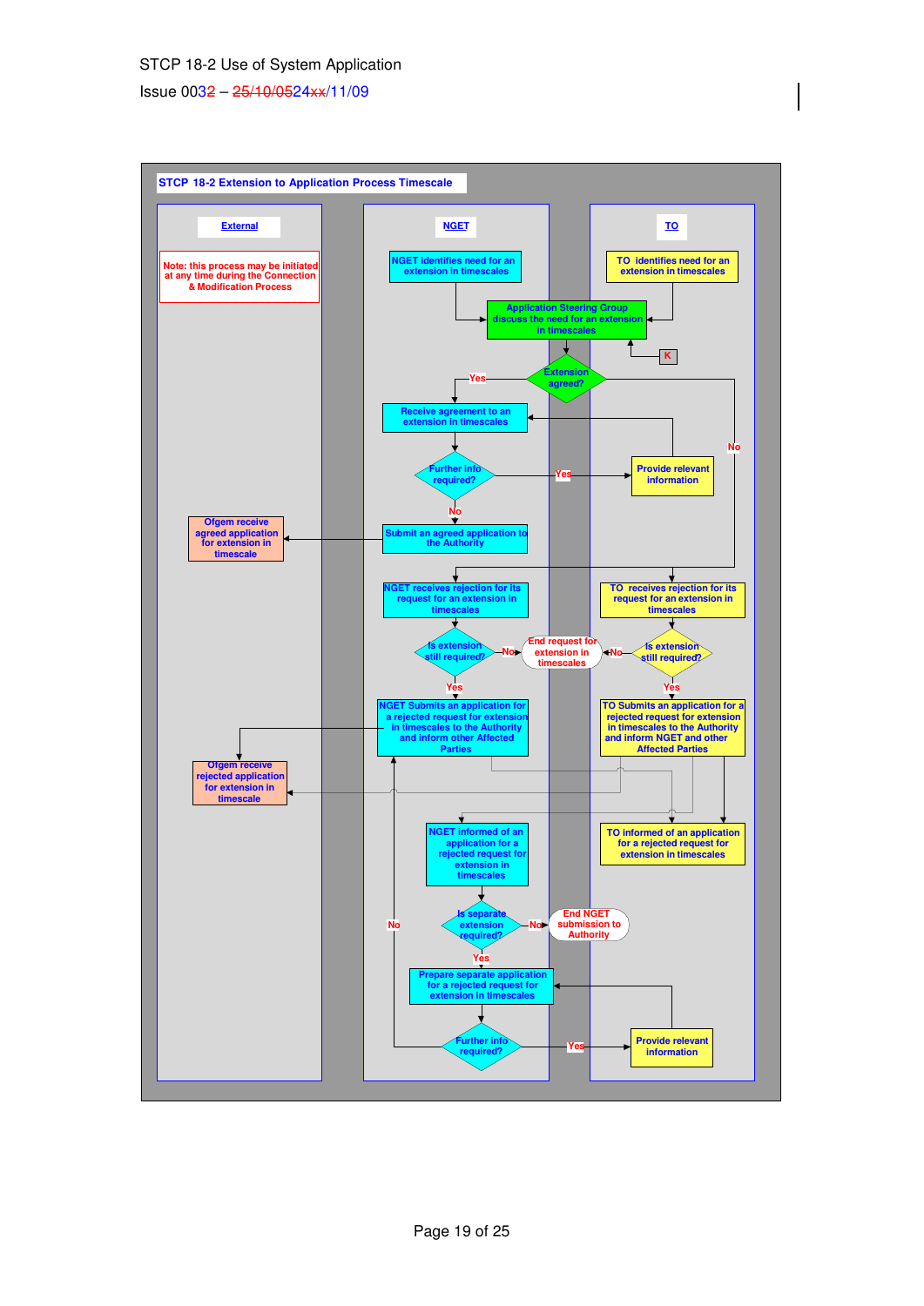STCP 18-2 Extension to Application Process Timescale

External

NGET

TO

Note: this process may be initiated at any time during the Connection & Modification Process

NGET identifies need for an extension in timescales

TO identifies need for an extension in timescales

Application Steering Group discuss the need for an extension in timescales

K

Extension agreed?

Yes

No

Receive agreement to an extension in timescales

Further info required?

Yes

Provide relevant information

No

Ofgem receive agreed application for extension in timescale

Submit an agreed application to the Authority

NGET receives rejection for its request for an extension in timescales

TO receives rejection for its request for an extension in timescales

Is extension still required?

No

End request for extension in timescales

No

Is extension still required?

Yes

Yes

NGET Submits an application for a rejected request for extension in timescales to the Authority and inform other Affected Parties

TO Submits an application for a rejected request for extension in timescales to the Authority and inform NGET and other Affected Parties

Ofgem receive rejected application for extension in timescale

NGET informed of an application for a rejected request for extension in timescales

TO informed of an application for a rejected request for extension in timescales

Is separate extension required?

No

End NGET submission to Authority

No

Yes

Prepare separate application for a rejected request for extension in timescales

Further info required?

Yes

Provide relevant information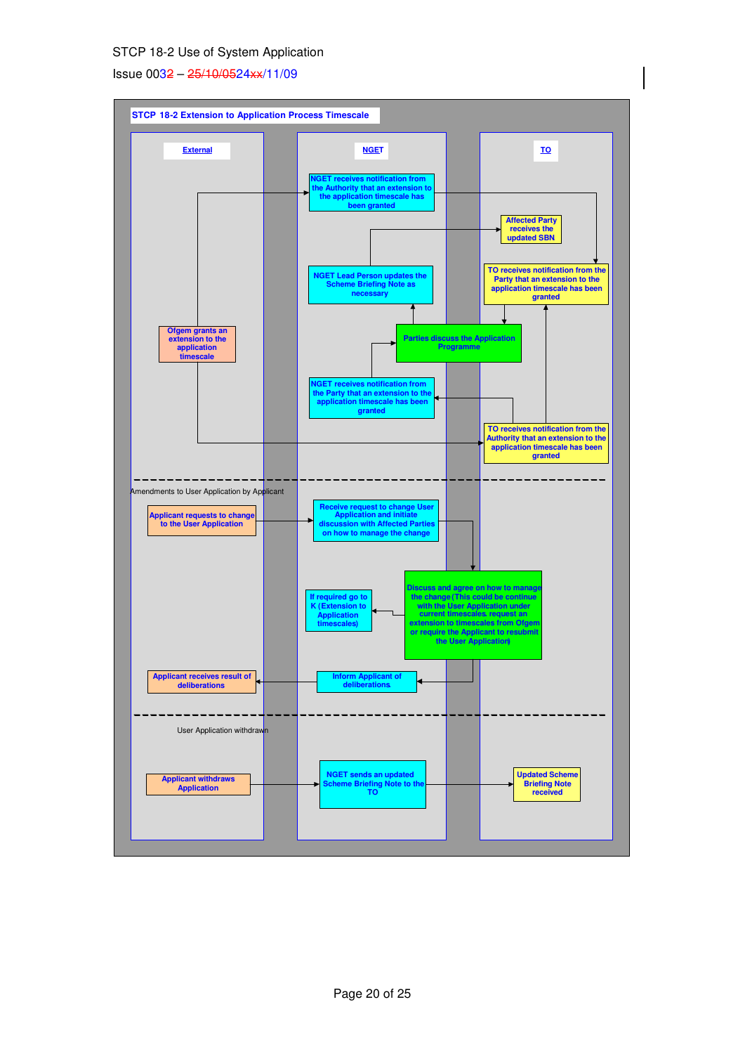**STCP 18-2 Extension to Application Process Timescale**

| External | NGET | TO |
|---|---|---|
| | NGET receives notification from the Authority that an extension to the application timescale has been granted | |
| | | Affected Party receives the updated SBN |
| | NGET Lead Person updates the Scheme Briefing Note as necessary | TO receives notification from the Party that an extension to the application timescale has been granted |
| Ofgem grants an extension to the application timescale | Parties discuss the Application Programme | |
| | NGET receives notification from the Party that an extension to the application timescale has been granted | |
| | | TO receives notification from the Authority that an extension to the application timescale has been granted |

Amendments to User Application by Applicant

| External | NGET | TO |
|---|---|---|
| Applicant requests to change to the User Application | Receive request to change User Application and initiate discussion with Affected Parties on how to manage the change | |
| | If required go to K (Extension to Application timescales) | Discuss and agree on how to manage the change (This could be continue with the User Application under current timescales, request an extension to timescales from Ofgem or require the Applicant to resubmit the User Application) |
| Applicant receives result of deliberations | Inform Applicant of deliberations | |

User Application withdrawn

| External | NGET | TO |
|---|---|---|
| Applicant withdraws Application | NGET sends an updated Scheme Briefing Note to the TO | Updated Scheme Briefing Note received |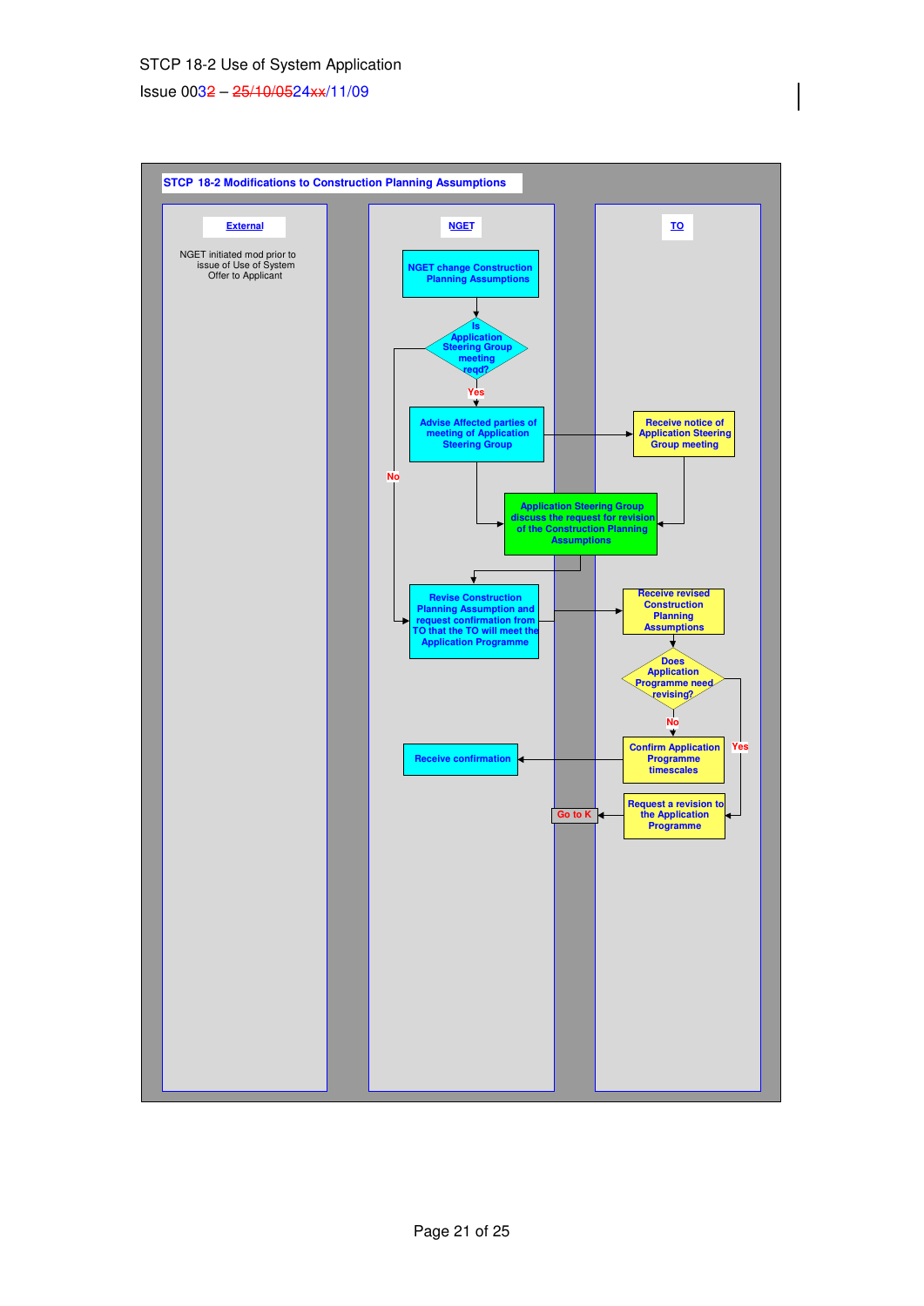**STCP 18-2 Modifications to Construction Planning Assumptions**

**External**

NGET initiated mod prior to issue of Use of System Offer to Applicant

**NGET**

NGET change Construction Planning Assumptions

Is Application Steering Group meeting reqd?

Yes

No

Advise Affected parties of meeting of Application Steering Group

Application Steering Group discuss the request for revision of the Construction Planning Assumptions

Revise Construction Planning Assumption and request confirmation from TO that the TO will meet the Application Programme

Receive confirmation

Go to K

**TO**

Receive notice of Application Steering Group meeting

Receive revised Construction Planning Assumptions

Does Application Programme need revising?

No

Yes

Confirm Application Programme timescales

Request a revision to the Application Programme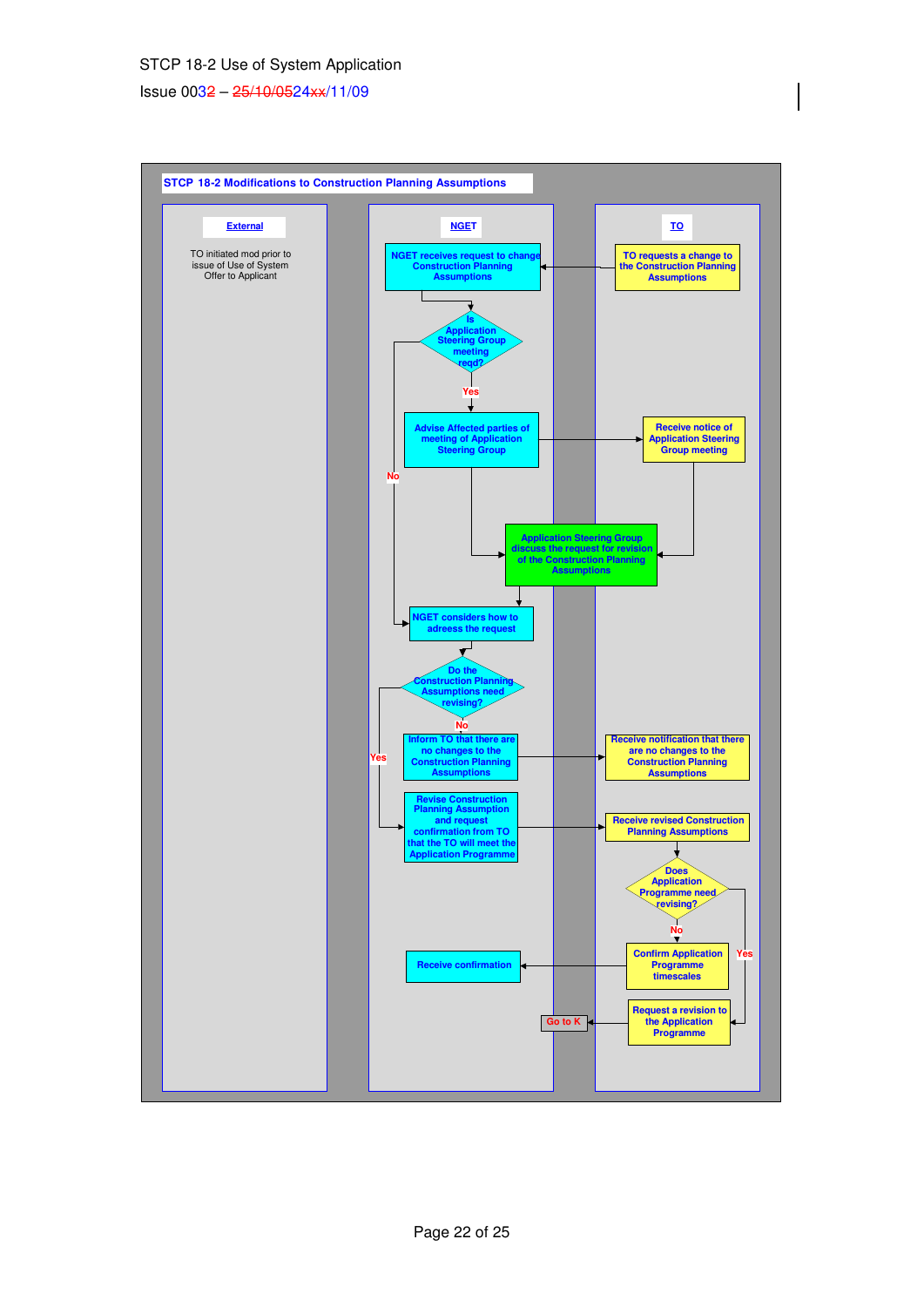STCP 18-2 Use of System Application

Issue 0032 – 25/10/0524xx/11/09

STCP 18-2 Modifications to Construction Planning Assumptions

External

TO initiated mod prior to issue of Use of System Offer to Applicant

NGET

NGET receives request to change Construction Planning Assumptions

Is Application Steering Group meeting reqd?

Yes

No

Advise Affected parties of meeting of Application Steering Group

Application Steering Group discuss the request for revision of the Construction Planning Assumptions

NGET considers how to adress the request

Do the Construction Planning Assumptions need revising?

No

Yes

Inform TO that there are no changes to the Construction Planning Assumptions

Revise Construction Planning Assumption and request confirmation from TO that the TO will meet the Application Programme

Receive confirmation

Go to K

TO

TO requests a change to the Construction Planning Assumptions

Receive notice of Application Steering Group meeting

Receive notification that there are no changes to the Construction Planning Assumptions

Receive revised Construction Planning Assumptions

Does Application Programme need revising?

No

Yes

Confirm Application Programme timescales

Request a revision to the Application Programme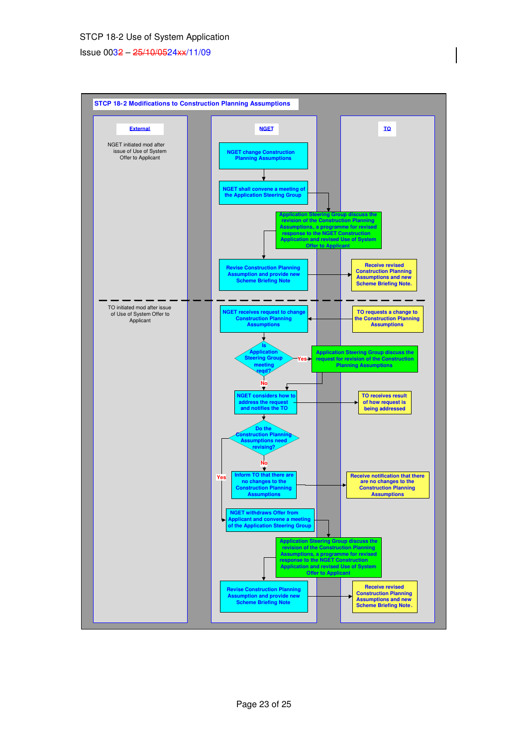STCP 18-2 Use of System Application

Issue 0032 – 25/10/0524xx/11/09

STCP 18-2 Modifications to Construction Planning Assumptions

External

NGET

TO

NGET initiated mod after issue of Use of System Offer to Applicant

NGET change Construction Planning Assumptions

NGET shall convene a meeting of the Application Steering Group

Application Steering Group discuss the revision of the Construction Planning Assumptions, a programme for revised response to the NGET Construction Application and revised Use of System Offer to Applicant

Revise Construction Planning Assumption and provide new Scheme Briefing Note

Receive revised Construction Planning Assumptions and new Scheme Briefing Note.

TO initiated mod after issue of Use of System Offer to Applicant

TO requests a change to the Construction Planning Assumptions

NGET receives request to change Construction Planning Assumptions

Is Application Steering Group meeting reqd?

Yes

Application Steering Group discuss the request for revision of the Construction Planning Assumptions

No

NGET considers how to address the request and notifies the TO

TO receives result of how request is being addressed

Do the Construction Planning Assumptions need revising?

No

Inform TO that there are no changes to the Construction Planning Assumptions

Receive notification that there are no changes to the Construction Planning Assumptions

Yes

NGET withdraws Offer from Applicant and convene a meeting of the Application Steering Group

Application Steering Group discuss the revision of the Construction Planning Assumptions, a programme for revised response to the NGET Construction Application and revised Use of System Offer to Applicant

Revise Construction Planning Assumption and provide new Scheme Briefing Note

Receive revised Construction Planning Assumptions and new Scheme Briefing Note.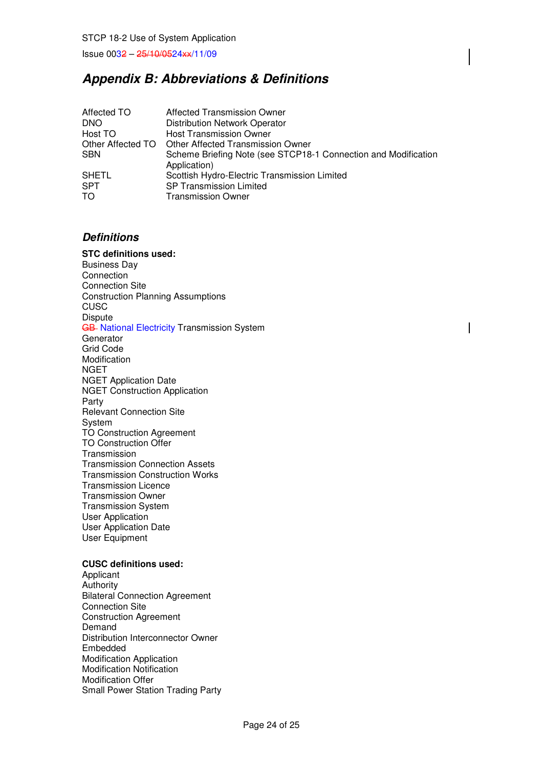## Appendix B: Abbreviations & Definitions

| | |
|---|---|
| Affected TO | Affected Transmission Owner |
| DNO | Distribution Network Operator |
| Host TO | Host Transmission Owner |
| Other Affected TO | Other Affected Transmission Owner |
| SBN | Scheme Briefing Note (see STCP18-1 Connection and Modification Application) |
| SHETL | Scottish Hydro-Electric Transmission Limited |
| SPT | SP Transmission Limited |
| TO | Transmission Owner |

### Definitions

**STC definitions used:**

Business Day
Connection
Connection Site
Construction Planning Assumptions
CUSC
Dispute
~~GB~~ National Electricity Transmission System
Generator
Grid Code
Modification
NGET
NGET Application Date
NGET Construction Application
Party
Relevant Connection Site
System
TO Construction Agreement
TO Construction Offer
Transmission
Transmission Connection Assets
Transmission Construction Works
Transmission Licence
Transmission Owner
Transmission System
User Application
User Application Date
User Equipment

**CUSC definitions used:**

Applicant
Authority
Bilateral Connection Agreement
Connection Site
Construction Agreement
Demand
Distribution Interconnector Owner
Embedded
Modification Application
Modification Notification
Modification Offer
Small Power Station Trading Party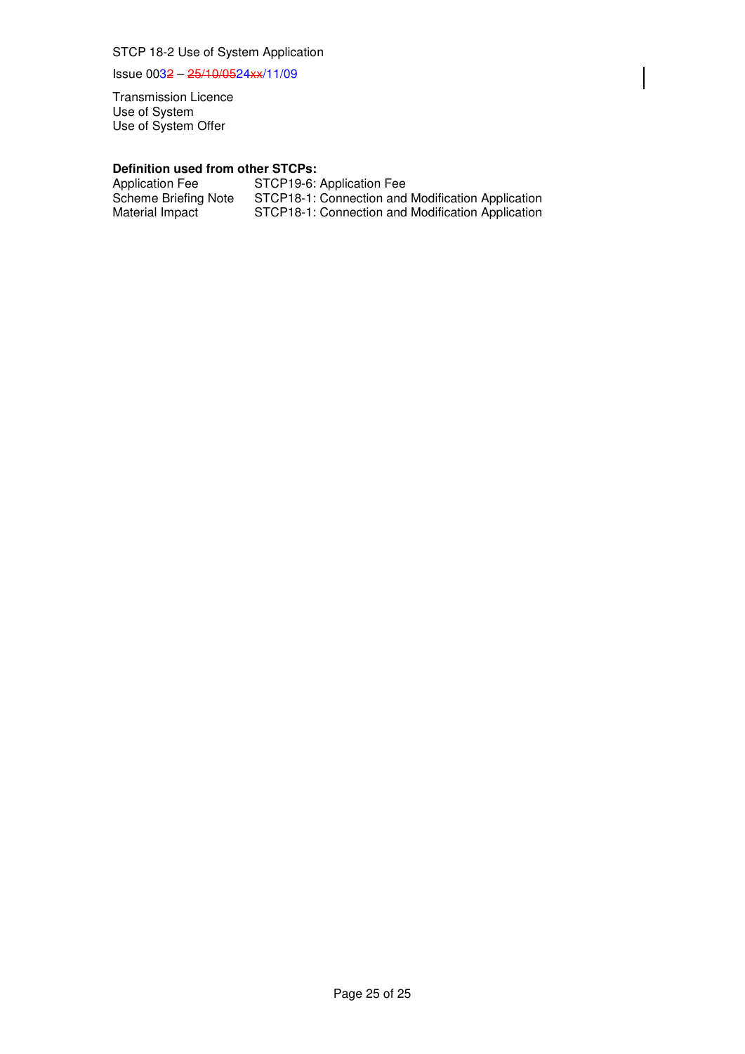Transmission Licence
Use of System
Use of System Offer

**Definition used from other STCPs:**

| | |
|---|---|
| Application Fee | STCP19-6: Application Fee |
| Scheme Briefing Note | STCP18-1: Connection and Modification Application |
| Material Impact | STCP18-1: Connection and Modification Application |